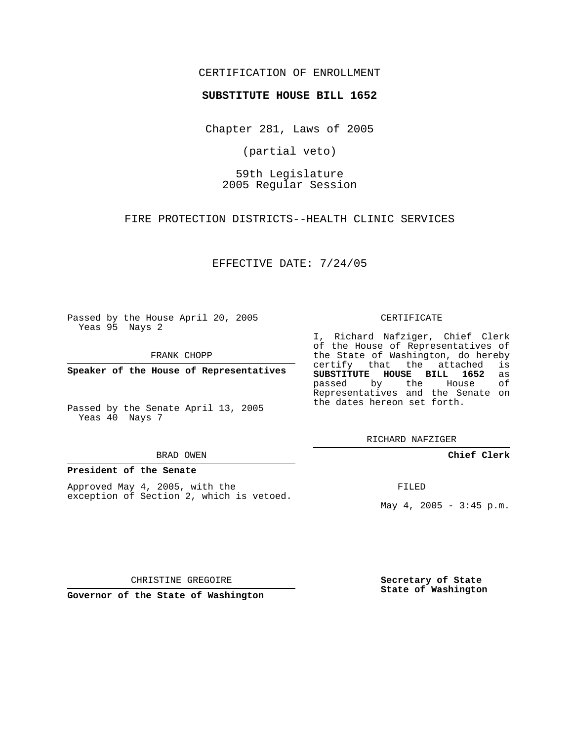CERTIFICATION OF ENROLLMENT

**SUBSTITUTE HOUSE BILL 1652**

Chapter 281, Laws of 2005

(partial veto)

59th Legislature
2005 Regular Session

FIRE PROTECTION DISTRICTS--HEALTH CLINIC SERVICES

EFFECTIVE DATE: 7/24/05

Passed by the House April 20, 2005
Yeas 95 Nays 2

FRANK CHOPP

**Speaker of the House of Representatives**

Passed by the Senate April 13, 2005
Yeas 40 Nays 7

BRAD OWEN

**President of the Senate**

Approved May 4, 2005, with the exception of Section 2, which is vetoed.

CHRISTINE GREGOIRE

**Governor of the State of Washington**

CERTIFICATE

I, Richard Nafziger, Chief Clerk of the House of Representatives of the State of Washington, do hereby certify that the attached is **SUBSTITUTE HOUSE BILL 1652** as passed by the House of Representatives and the Senate on the dates hereon set forth.

RICHARD NAFZIGER

**Chief Clerk**

FILED

May 4, 2005 - 3:45 p.m.

**Secretary of State**
**State of Washington**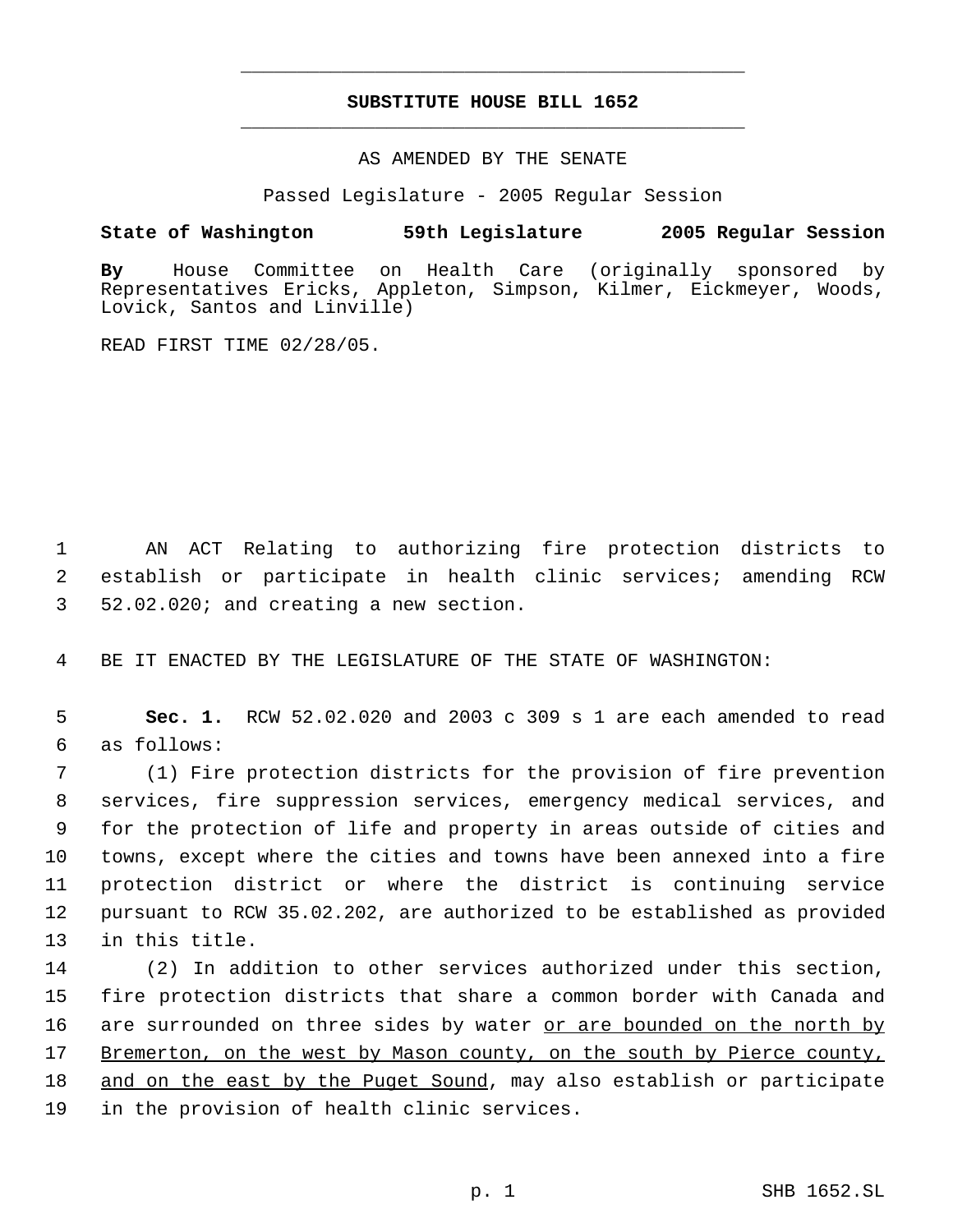# SUBSTITUTE HOUSE BILL 1652

AS AMENDED BY THE SENATE

Passed Legislature - 2005 Regular Session

**State of Washington 59th Legislature 2005 Regular Session**

**By** House Committee on Health Care (originally sponsored by Representatives Ericks, Appleton, Simpson, Kilmer, Eickmeyer, Woods, Lovick, Santos and Linville)

READ FIRST TIME 02/28/05.

AN ACT Relating to authorizing fire protection districts to establish or participate in health clinic services; amending RCW 52.02.020; and creating a new section.

BE IT ENACTED BY THE LEGISLATURE OF THE STATE OF WASHINGTON:

**Sec. 1.** RCW 52.02.020 and 2003 c 309 s 1 are each amended to read as follows:

(1) Fire protection districts for the provision of fire prevention services, fire suppression services, emergency medical services, and for the protection of life and property in areas outside of cities and towns, except where the cities and towns have been annexed into a fire protection district or where the district is continuing service pursuant to RCW 35.02.202, are authorized to be established as provided in this title.

(2) In addition to other services authorized under this section, fire protection districts that share a common border with Canada and are surrounded on three sides by water <u>or are bounded on the north by Bremerton, on the west by Mason county, on the south by Pierce county, and on the east by the Puget Sound</u>, may also establish or participate in the provision of health clinic services.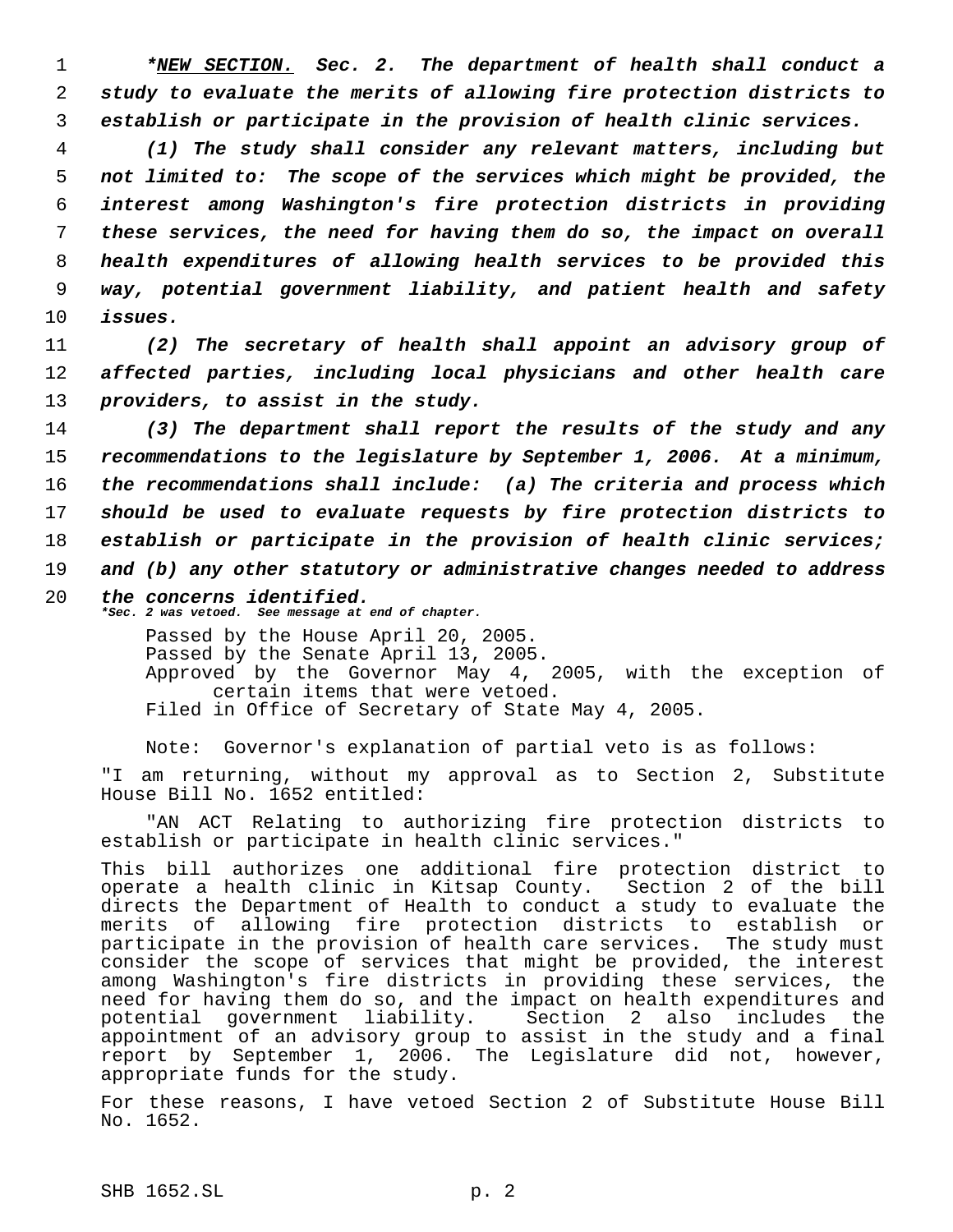***NEW SECTION.** **Sec. 2.*** ***The department of health shall conduct a study to evaluate the merits of allowing fire protection districts to establish or participate in the provision of health clinic services.***

***(1) The study shall consider any relevant matters, including but not limited to: The scope of the services which might be provided, the interest among Washington's fire protection districts in providing these services, the need for having them do so, the impact on overall health expenditures of allowing health services to be provided this way, potential government liability, and patient health and safety issues.***

***(2) The secretary of health shall appoint an advisory group of affected parties, including local physicians and other health care providers, to assist in the study.***

***(3) The department shall report the results of the study and any recommendations to the legislature by September 1, 2006. At a minimum, the recommendations shall include: (a) The criteria and process which should be used to evaluate requests by fire protection districts to establish or participate in the provision of health clinic services; and (b) any other statutory or administrative changes needed to address the concerns identified.***

***\*Sec. 2 was vetoed. See message at end of chapter.***

Passed by the House April 20, 2005.
Passed by the Senate April 13, 2005.
Approved by the Governor May 4, 2005, with the exception of certain items that were vetoed.
Filed in Office of Secretary of State May 4, 2005.

Note: Governor's explanation of partial veto is as follows:

"I am returning, without my approval as to Section 2, Substitute House Bill No. 1652 entitled:

"AN ACT Relating to authorizing fire protection districts to establish or participate in health clinic services."

This bill authorizes one additional fire protection district to operate a health clinic in Kitsap County. Section 2 of the bill directs the Department of Health to conduct a study to evaluate the merits of allowing fire protection districts to establish or participate in the provision of health care services. The study must consider the scope of services that might be provided, the interest among Washington's fire districts in providing these services, the need for having them do so, and the impact on health expenditures and potential government liability. Section 2 also includes the appointment of an advisory group to assist in the study and a final report by September 1, 2006. The Legislature did not, however, appropriate funds for the study.

For these reasons, I have vetoed Section 2 of Substitute House Bill No. 1652.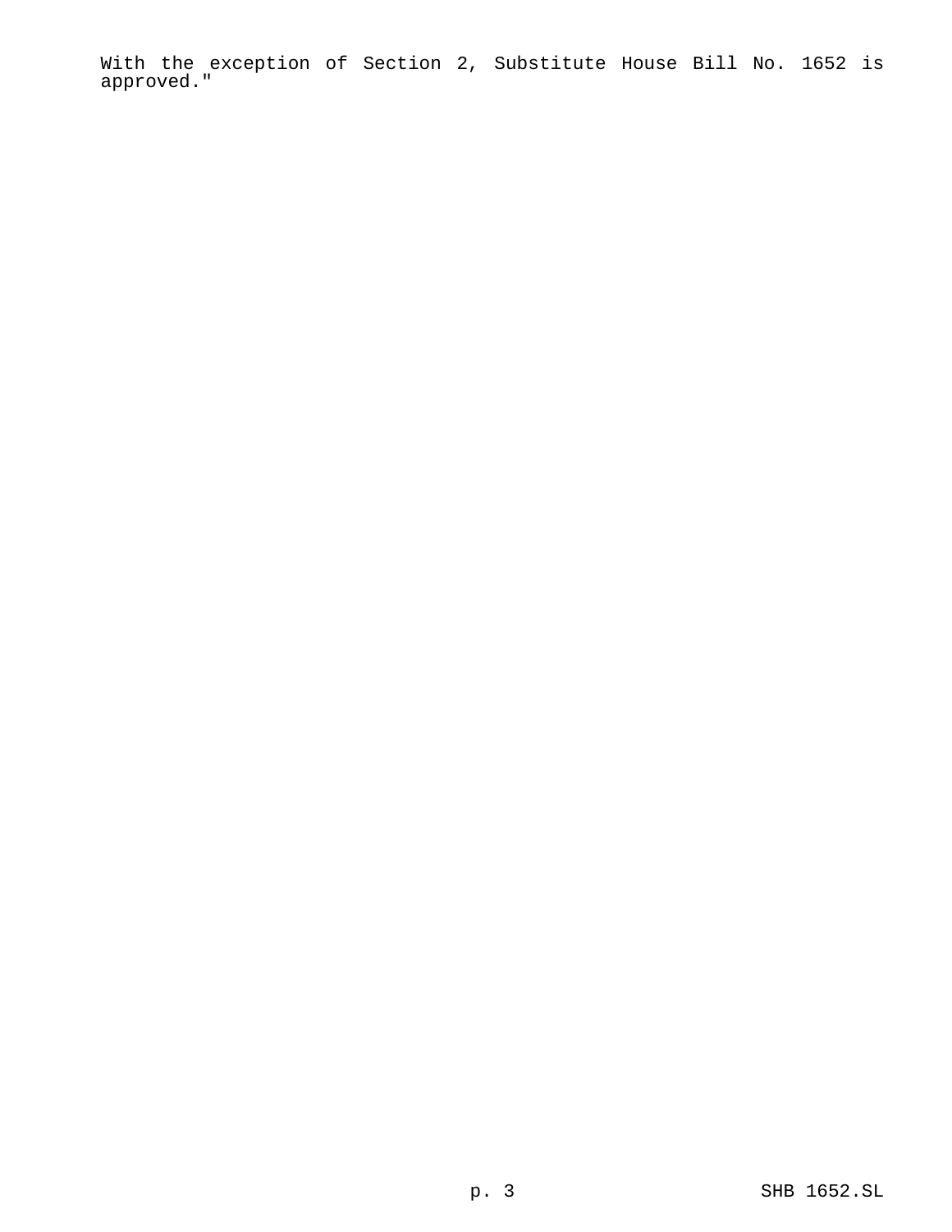With the exception of Section 2, Substitute House Bill No. 1652 is approved."